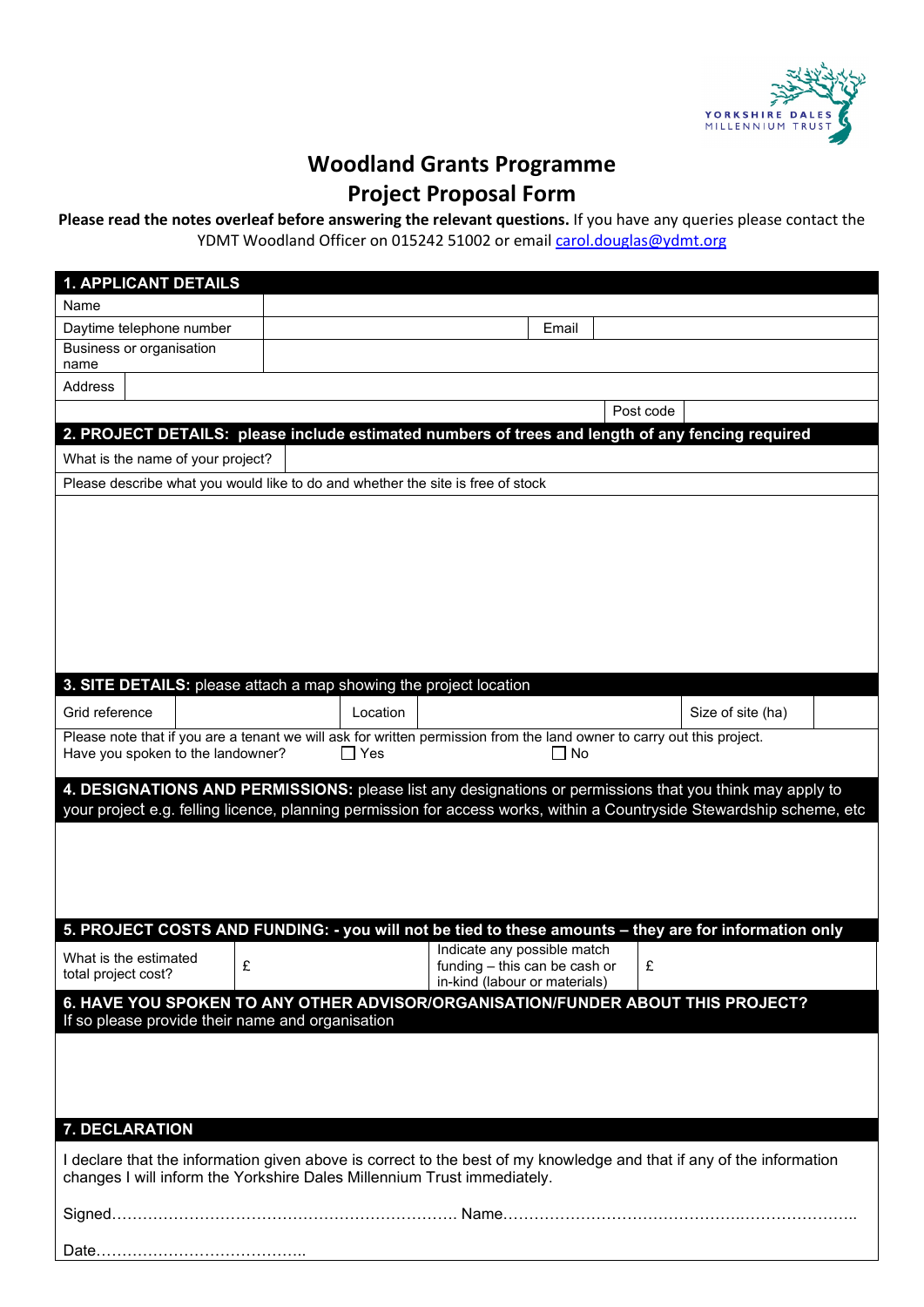# Woodland Grants Programme
## Project Proposal Form

**Please read the notes overleaf before answering the relevant questions.** If you have any queries please contact the YDMT Woodland Officer on 015242 51002 or email carol.douglas@ydmt.org

| **1. APPLICANT DETAILS** | | | |
|---|---|---|---|
| Name | | | |
| Daytime telephone number | | Email | |
| Business or organisation name | | | |
| Address | | | |
| | | Post code | |

| **2. PROJECT DETAILS: please include estimated numbers of trees and length of any fencing required** | |
|---|---|
| What is the name of your project? | |
| Please describe what you would like to do and whether the site is free of stock | |

| **3. SITE DETAILS:** please attach a map showing the project location | | | | | |
|---|---|---|---|---|---|
| Grid reference | | Location | | Size of site (ha) | |

Please note that if you are a tenant we will ask for written permission from the land owner to carry out this project.
Have you spoken to the landowner? ☐ Yes ☐ No

**4. DESIGNATIONS AND PERMISSIONS:** please list any designations or permissions that you think may apply to your project e.g. felling licence, planning permission for access works, within a Countryside Stewardship scheme, etc

| **5. PROJECT COSTS AND FUNDING: - you will not be tied to these amounts – they are for information only** | | | |
|---|---|---|---|
| What is the estimated total project cost? | £ | Indicate any possible match funding – this can be cash or in-kind (labour or materials) | £ |

**6. HAVE YOU SPOKEN TO ANY OTHER ADVISOR/ORGANISATION/FUNDER ABOUT THIS PROJECT?**
If so please provide their name and organisation

**7. DECLARATION**

I declare that the information given above is correct to the best of my knowledge and that if any of the information changes I will inform the Yorkshire Dales Millennium Trust immediately.

Signed………………………………………………………… Name…………………………………………………………

Date…………………………………..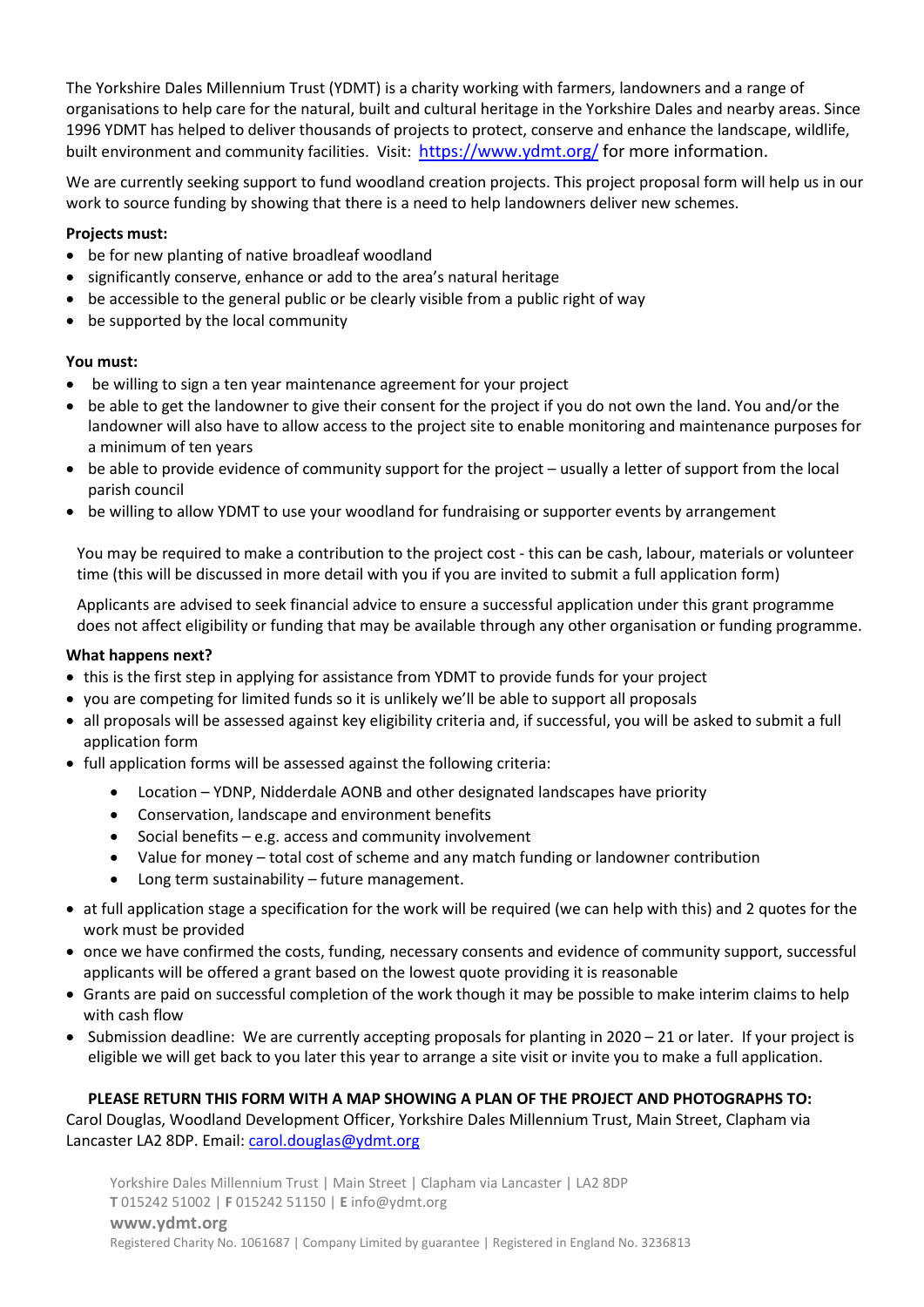The Yorkshire Dales Millennium Trust (YDMT) is a charity working with farmers, landowners and a range of organisations to help care for the natural, built and cultural heritage in the Yorkshire Dales and nearby areas. Since 1996 YDMT has helped to deliver thousands of projects to protect, conserve and enhance the landscape, wildlife, built environment and community facilities. Visit: [https://www.ydmt.org/](https://www.ydmt.org/) for more information.

We are currently seeking support to fund woodland creation projects. This project proposal form will help us in our work to source funding by showing that there is a need to help landowners deliver new schemes.

**Projects must:**

- be for new planting of native broadleaf woodland
- significantly conserve, enhance or add to the area's natural heritage
- be accessible to the general public or be clearly visible from a public right of way
- be supported by the local community

**You must:**

- be willing to sign a ten year maintenance agreement for your project
- be able to get the landowner to give their consent for the project if you do not own the land. You and/or the landowner will also have to allow access to the project site to enable monitoring and maintenance purposes for a minimum of ten years
- be able to provide evidence of community support for the project – usually a letter of support from the local parish council
- be willing to allow YDMT to use your woodland for fundraising or supporter events by arrangement

You may be required to make a contribution to the project cost - this can be cash, labour, materials or volunteer time (this will be discussed in more detail with you if you are invited to submit a full application form)

Applicants are advised to seek financial advice to ensure a successful application under this grant programme does not affect eligibility or funding that may be available through any other organisation or funding programme.

**What happens next?**

- this is the first step in applying for assistance from YDMT to provide funds for your project
- you are competing for limited funds so it is unlikely we'll be able to support all proposals
- all proposals will be assessed against key eligibility criteria and, if successful, you will be asked to submit a full application form
- full application forms will be assessed against the following criteria:
    - Location – YDNP, Nidderdale AONB and other designated landscapes have priority
    - Conservation, landscape and environment benefits
    - Social benefits – e.g. access and community involvement
    - Value for money – total cost of scheme and any match funding or landowner contribution
    - Long term sustainability – future management.
- at full application stage a specification for the work will be required (we can help with this) and 2 quotes for the work must be provided
- once we have confirmed the costs, funding, necessary consents and evidence of community support, successful applicants will be offered a grant based on the lowest quote providing it is reasonable
- Grants are paid on successful completion of the work though it may be possible to make interim claims to help with cash flow
- Submission deadline: We are currently accepting proposals for planting in 2020 – 21 or later. If your project is eligible we will get back to you later this year to arrange a site visit or invite you to make a full application.

**PLEASE RETURN THIS FORM WITH A MAP SHOWING A PLAN OF THE PROJECT AND PHOTOGRAPHS TO:**

Carol Douglas, Woodland Development Officer, Yorkshire Dales Millennium Trust, Main Street, Clapham via Lancaster LA2 8DP. Email: [carol.douglas@ydmt.org](mailto:carol.douglas@ydmt.org)

Yorkshire Dales Millennium Trust | Main Street | Clapham via Lancaster | LA2 8DP
**T** 015242 51002 | **F** 015242 51150 | **E** info@ydmt.org
**www.ydmt.org**
Registered Charity No. 1061687 | Company Limited by guarantee | Registered in England No. 3236813